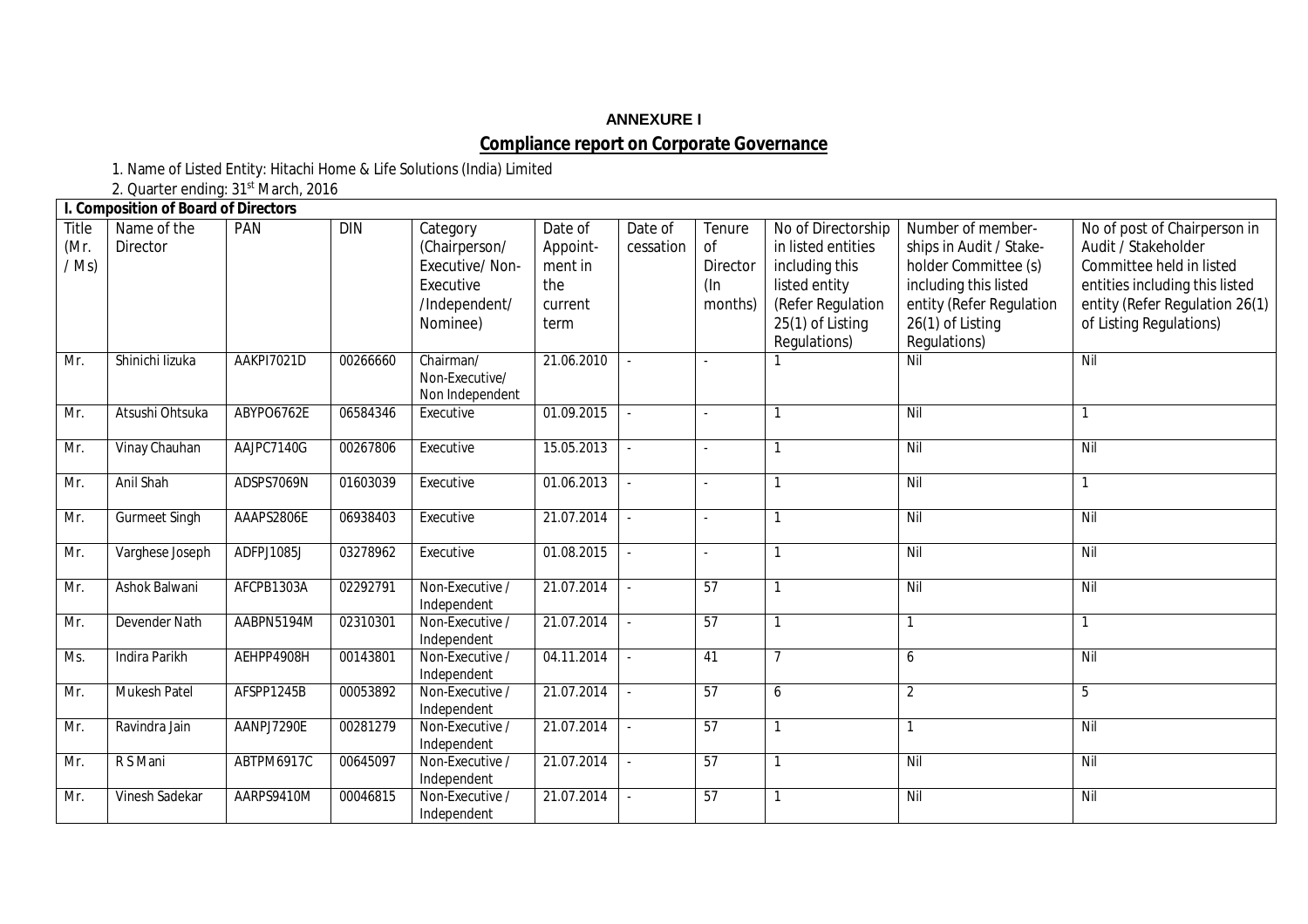**ANNEXURE I**

## Compliance report on Corporate Governance

1. Name of Listed Entity: Hitachi Home & Life Solutions (India) Limited
2. Quarter ending: 31st March, 2016

| I. Composition of Board of Directors | | | | | | | | | | |
|---|---|---|---|---|---|---|---|---|---|---|
| Title (Mr. / Ms) | Name of the Director | PAN | DIN | Category (Chairperson/ Executive/ Non-Executive /Independent/ Nominee) | Date of Appoint-ment in the current term | Date of cessation | Tenure of Director (In months) | No of Directorship in listed entities including this listed entity (Refer Regulation 25(1) of Listing Regulations) | Number of member-ships in Audit / Stake-holder Committee (s) including this listed entity (Refer Regulation 26(1) of Listing Regulations) | No of post of Chairperson in Audit / Stakeholder Committee held in listed entities including this listed entity (Refer Regulation 26(1) of Listing Regulations) |
| Mr. | Shinichi Iizuka | AAKPI7021D | 00266660 | Chairman/ Non-Executive/ Non Independent | 21.06.2010 | - | - | 1 | Nil | Nil |
| Mr. | Atsushi Ohtsuka | ABYPO6762E | 06584346 | Executive | 01.09.2015 | - | - | 1 | Nil | 1 |
| Mr. | Vinay Chauhan | AAJPC7140G | 00267806 | Executive | 15.05.2013 | - | - | 1 | Nil | Nil |
| Mr. | Anil Shah | ADSPS7069N | 01603039 | Executive | 01.06.2013 | - | - | 1 | Nil | 1 |
| Mr. | Gurmeet Singh | AAAPS2806E | 06938403 | Executive | 21.07.2014 | - | - | 1 | Nil | Nil |
| Mr. | Varghese Joseph | ADFPJ1085J | 03278962 | Executive | 01.08.2015 | - | - | 1 | Nil | Nil |
| Mr. | Ashok Balwani | AFCPB1303A | 02292791 | Non-Executive / Independent | 21.07.2014 | - | 57 | 1 | Nil | Nil |
| Mr. | Devender Nath | AABPN5194M | 02310301 | Non-Executive / Independent | 21.07.2014 | - | 57 | 1 | 1 | 1 |
| Ms. | Indira Parikh | AEHPP4908H | 00143801 | Non-Executive / Independent | 04.11.2014 | - | 41 | 7 | 6 | Nil |
| Mr. | Mukesh Patel | AFSPP1245B | 00053892 | Non-Executive / Independent | 21.07.2014 | - | 57 | 6 | 2 | 5 |
| Mr. | Ravindra Jain | AANPJ7290E | 00281279 | Non-Executive / Independent | 21.07.2014 | - | 57 | 1 | 1 | Nil |
| Mr. | R S Mani | ABTPM6917C | 00645097 | Non-Executive / Independent | 21.07.2014 | - | 57 | 1 | Nil | Nil |
| Mr. | Vinesh Sadekar | AARPS9410M | 00046815 | Non-Executive / Independent | 21.07.2014 | - | 57 | 1 | Nil | Nil |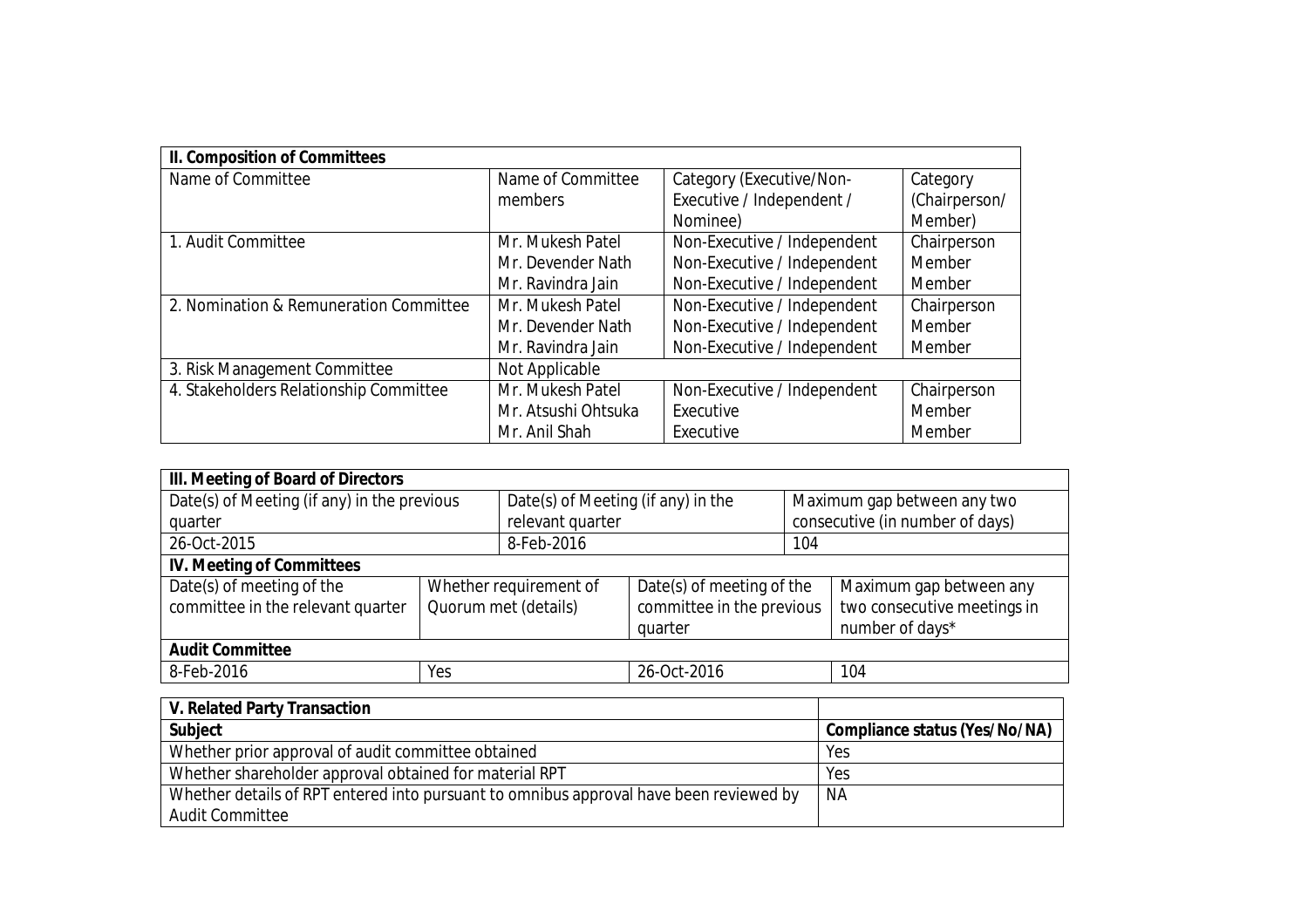| II. Composition of Committees | | | |
|---|---|---|---|
| Name of Committee | Name of Committee members | Category (Executive/Non-Executive / Independent / Nominee) | Category (Chairperson/ Member) |
| 1. Audit Committee | Mr. Mukesh Patel<br>Mr. Devender Nath<br>Mr. Ravindra Jain | Non-Executive / Independent<br>Non-Executive / Independent<br>Non-Executive / Independent | Chairperson<br>Member<br>Member |
| 2. Nomination & Remuneration Committee | Mr. Mukesh Patel<br>Mr. Devender Nath<br>Mr. Ravindra Jain | Non-Executive / Independent<br>Non-Executive / Independent<br>Non-Executive / Independent | Chairperson<br>Member<br>Member |
| 3. Risk Management Committee | Not Applicable | | |
| 4. Stakeholders Relationship Committee | Mr. Mukesh Patel<br>Mr. Atsushi Ohtsuka<br>Mr. Anil Shah | Non-Executive / Independent<br>Executive<br>Executive | Chairperson<br>Member<br>Member |

| III. Meeting of Board of Directors | | |
|---|---|---|
| Date(s) of Meeting (if any) in the previous quarter | Date(s) of Meeting (if any) in the relevant quarter | Maximum gap between any two consecutive (in number of days) |
| 26-Oct-2015 | 8-Feb-2016 | 104 |

| IV. Meeting of Committees | | | |
|---|---|---|---|
| Date(s) of meeting of the committee in the relevant quarter | Whether requirement of Quorum met (details) | Date(s) of meeting of the committee in the previous quarter | Maximum gap between any two consecutive meetings in number of days* |
| **Audit Committee** | | | |
| 8-Feb-2016 | Yes | 26-Oct-2016 | 104 |

| V. Related Party Transaction | |
|---|---|
| **Subject** | **Compliance status (Yes/No/NA)** |
| Whether prior approval of audit committee obtained | Yes |
| Whether shareholder approval obtained for material RPT | Yes |
| Whether details of RPT entered into pursuant to omnibus approval have been reviewed by Audit Committee | NA |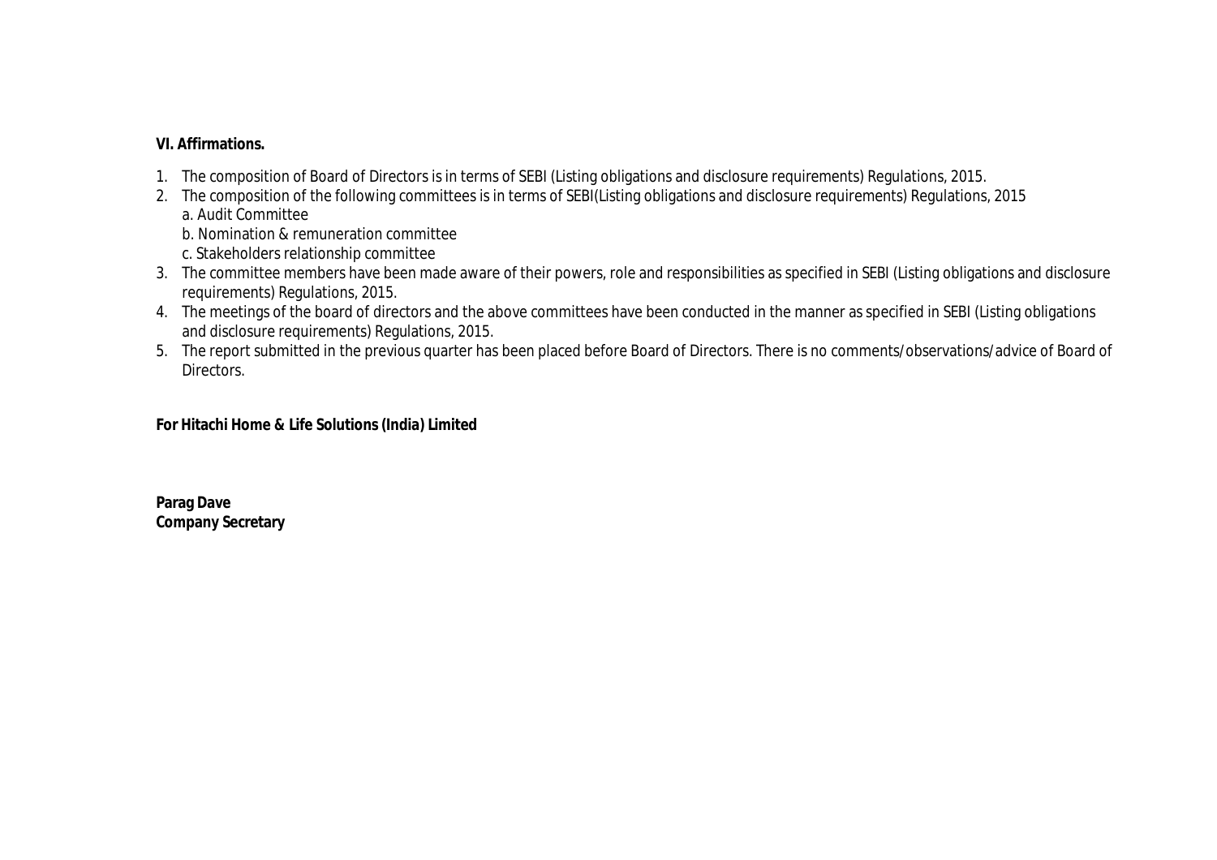**VI. Affirmations.**

1. The composition of Board of Directors is in terms of SEBI (Listing obligations and disclosure requirements) Regulations, 2015.
2. The composition of the following committees is in terms of SEBI(Listing obligations and disclosure requirements) Regulations, 2015
   a. Audit Committee
   b. Nomination & remuneration committee
   c. Stakeholders relationship committee
3. The committee members have been made aware of their powers, role and responsibilities as specified in SEBI (Listing obligations and disclosure requirements) Regulations, 2015.
4. The meetings of the board of directors and the above committees have been conducted in the manner as specified in SEBI (Listing obligations and disclosure requirements) Regulations, 2015.
5. The report submitted in the previous quarter has been placed before Board of Directors. There is no comments/observations/advice of Board of Directors.

**For Hitachi Home & Life Solutions (India) Limited**

**Parag Dave**
**Company Secretary**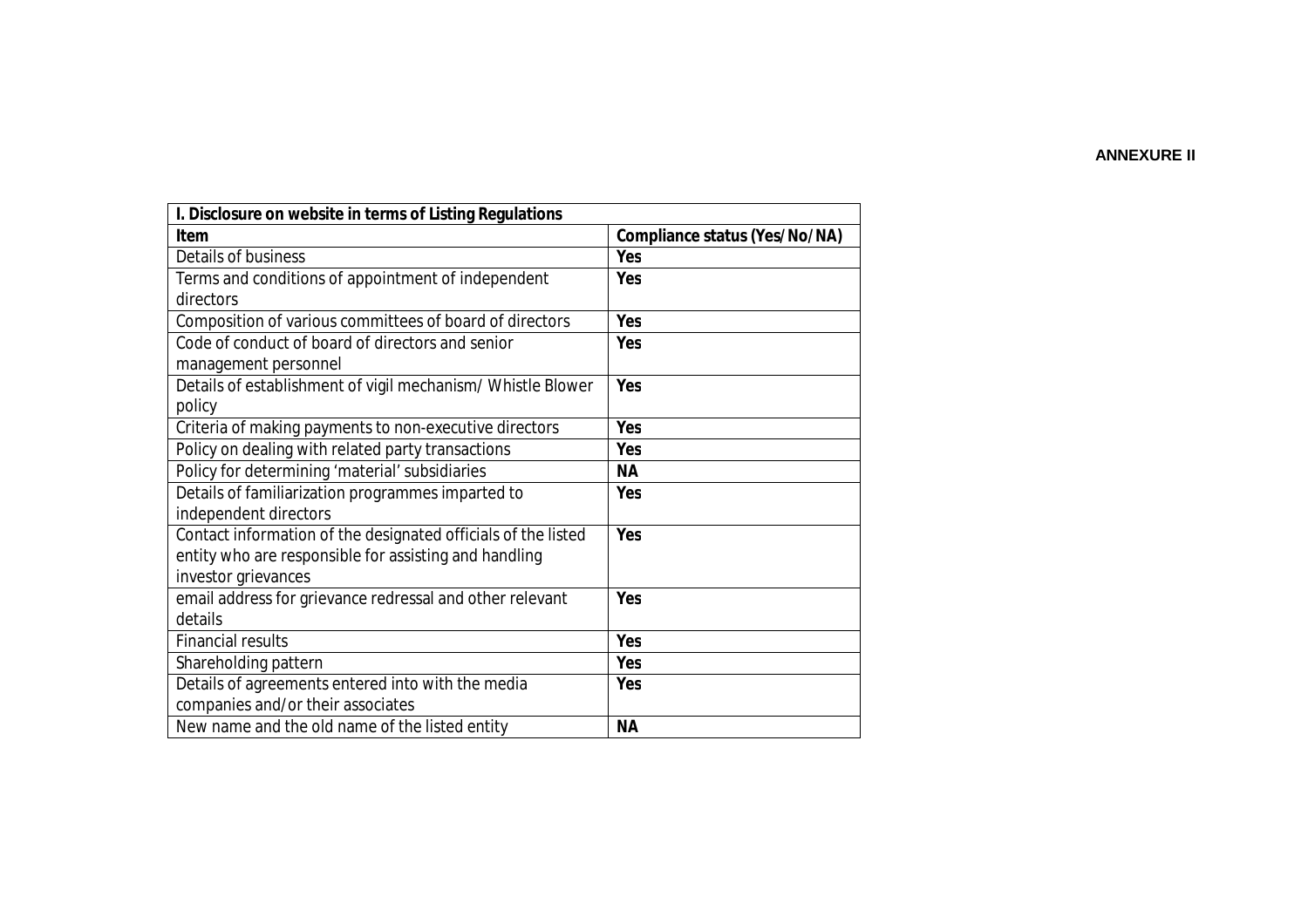**ANNEXURE II**

| I. Disclosure on website in terms of Listing Regulations | |
|---|---|
| **Item** | **Compliance status (Yes/No/NA)** |
| Details of business | **Yes** |
| Terms and conditions of appointment of independent directors | **Yes** |
| Composition of various committees of board of directors | **Yes** |
| Code of conduct of board of directors and senior management personnel | **Yes** |
| Details of establishment of vigil mechanism/ Whistle Blower policy | **Yes** |
| Criteria of making payments to non-executive directors | **Yes** |
| Policy on dealing with related party transactions | **Yes** |
| Policy for determining 'material' subsidiaries | **NA** |
| Details of familiarization programmes imparted to independent directors | **Yes** |
| Contact information of the designated officials of the listed entity who are responsible for assisting and handling investor grievances | **Yes** |
| email address for grievance redressal and other relevant details | **Yes** |
| Financial results | **Yes** |
| Shareholding pattern | **Yes** |
| Details of agreements entered into with the media companies and/or their associates | **Yes** |
| New name and the old name of the listed entity | **NA** |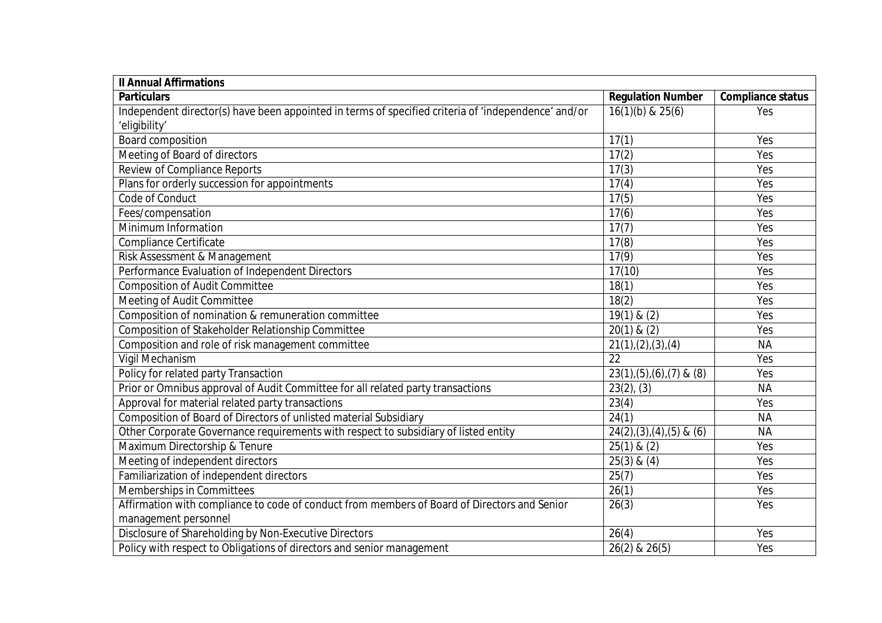| II Annual Affirmations | | |
|---|---|---|
| **Particulars** | **Regulation Number** | **Compliance status** |
| Independent director(s) have been appointed in terms of specified criteria of 'independence' and/or 'eligibility' | 16(1)(b) & 25(6) | Yes |
| Board composition | 17(1) | Yes |
| Meeting of Board of directors | 17(2) | Yes |
| Review of Compliance Reports | 17(3) | Yes |
| Plans for orderly succession for appointments | 17(4) | Yes |
| Code of Conduct | 17(5) | Yes |
| Fees/compensation | 17(6) | Yes |
| Minimum Information | 17(7) | Yes |
| Compliance Certificate | 17(8) | Yes |
| Risk Assessment & Management | 17(9) | Yes |
| Performance Evaluation of Independent Directors | 17(10) | Yes |
| Composition of Audit Committee | 18(1) | Yes |
| Meeting of Audit Committee | 18(2) | Yes |
| Composition of nomination & remuneration committee | 19(1) & (2) | Yes |
| Composition of Stakeholder Relationship Committee | 20(1) & (2) | Yes |
| Composition and role of risk management committee | 21(1),(2),(3),(4) | NA |
| Vigil Mechanism | 22 | Yes |
| Policy for related party Transaction | 23(1),(5),(6),(7) & (8) | Yes |
| Prior or Omnibus approval of Audit Committee for all related party transactions | 23(2), (3) | NA |
| Approval for material related party transactions | 23(4) | Yes |
| Composition of Board of Directors of unlisted material Subsidiary | 24(1) | NA |
| Other Corporate Governance requirements with respect to subsidiary of listed entity | 24(2),(3),(4),(5) & (6) | NA |
| Maximum Directorship & Tenure | 25(1) & (2) | Yes |
| Meeting of independent directors | 25(3) & (4) | Yes |
| Familiarization of independent directors | 25(7) | Yes |
| Memberships in Committees | 26(1) | Yes |
| Affirmation with compliance to code of conduct from members of Board of Directors and Senior management personnel | 26(3) | Yes |
| Disclosure of Shareholding by Non-Executive Directors | 26(4) | Yes |
| Policy with respect to Obligations of directors and senior management | 26(2) & 26(5) | Yes |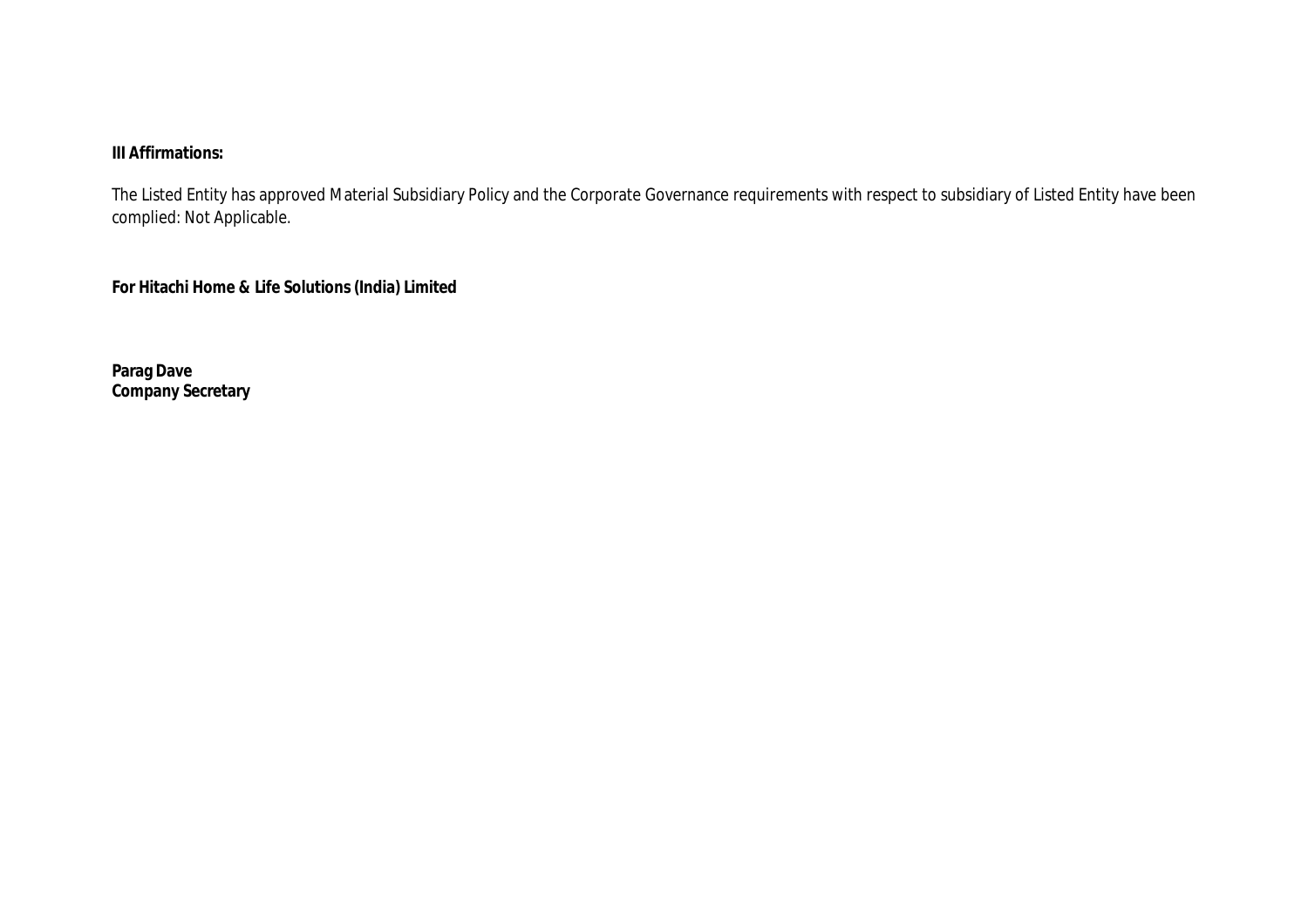**III Affirmations:**

The Listed Entity has approved Material Subsidiary Policy and the Corporate Governance requirements with respect to subsidiary of Listed Entity have been complied: Not Applicable.

**For Hitachi Home & Life Solutions (India) Limited**

**Parag Dave**
**Company Secretary**